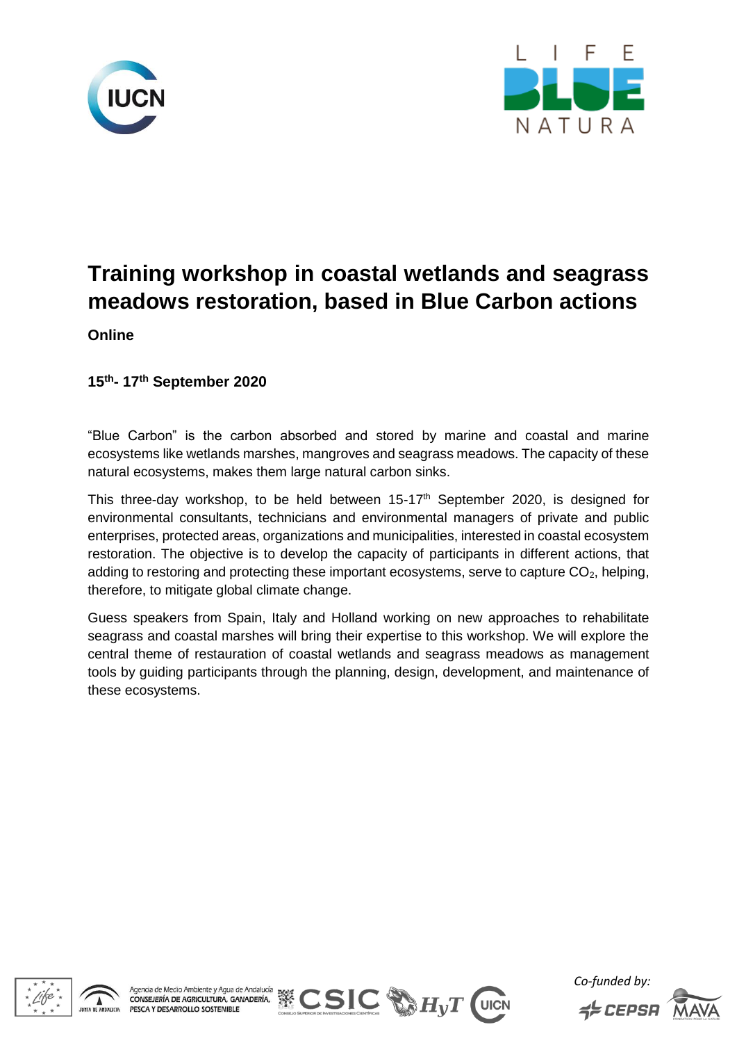# Training workshop in coastal wetlands and seagrass meadows restoration, based in Blue Carbon actions

**Online**

**15th- 17th September 2020**

“Blue Carbon” is the carbon absorbed and stored by marine and coastal and marine ecosystems like wetlands marshes, mangroves and seagrass meadows. The capacity of these natural ecosystems, makes them large natural carbon sinks.

This three-day workshop, to be held between 15-17th September 2020, is designed for environmental consultants, technicians and environmental managers of private and public enterprises, protected areas, organizations and municipalities, interested in coastal ecosystem restoration. The objective is to develop the capacity of participants in different actions, that adding to restoring and protecting these important ecosystems, serve to capture $CO_2$, helping, therefore, to mitigate global climate change.

Guess speakers from Spain, Italy and Holland working on new approaches to rehabilitate seagrass and coastal marshes will bring their expertise to this workshop. We will explore the central theme of restauration of coastal wetlands and seagrass meadows as management tools by guiding participants through the planning, design, development, and maintenance of these ecosystems.

Agencia de Medio Ambiente y Agua de Andalucía
CONSEJERÍA DE AGRICULTURA, GANADERÍA, PESCA Y DESARROLLO SOSTENIBLE

*Co-funded by:*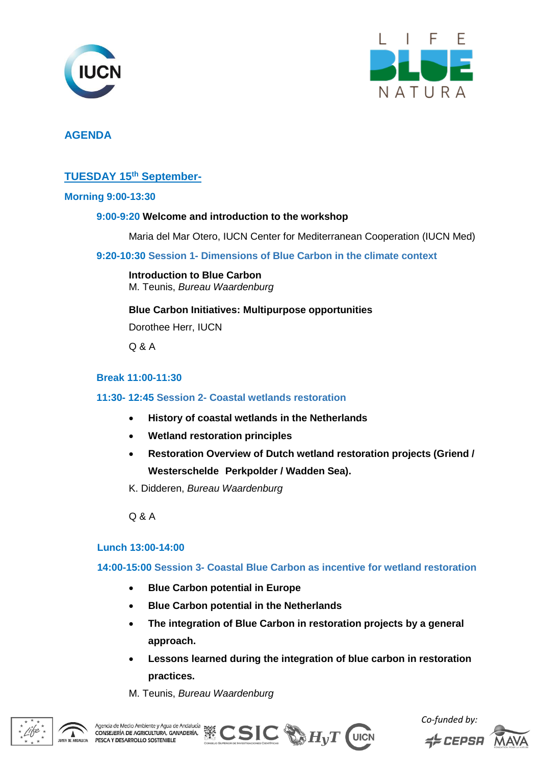## AGENDA

### TUESDAY 15th September-

**Morning 9:00-13:30**

**9:00-9:20 Welcome and introduction to the workshop**

Maria del Mar Otero, IUCN Center for Mediterranean Cooperation (IUCN Med)

**9:20-10:30 Session 1- Dimensions of Blue Carbon in the climate context**

**Introduction to Blue Carbon**
M. Teunis, *Bureau Waardenburg*

**Blue Carbon Initiatives: Multipurpose opportunities**

Dorothee Herr, IUCN

Q & A

**Break 11:00-11:30**

**11:30- 12:45 Session 2- Coastal wetlands restoration**

- **History of coastal wetlands in the Netherlands**
- **Wetland restoration principles**
- **Restoration Overview of Dutch wetland restoration projects (Griend / Westerschelde Perkpolder / Wadden Sea).**

K. Didderen, *Bureau Waardenburg*

Q & A

**Lunch 13:00-14:00**

**14:00-15:00 Session 3- Coastal Blue Carbon as incentive for wetland restoration**

- **Blue Carbon potential in Europe**
- **Blue Carbon potential in the Netherlands**
- **The integration of Blue Carbon in restoration projects by a general approach.**
- **Lessons learned during the integration of blue carbon in restoration practices.**

M. Teunis, *Bureau Waardenburg*

*Co-funded by:*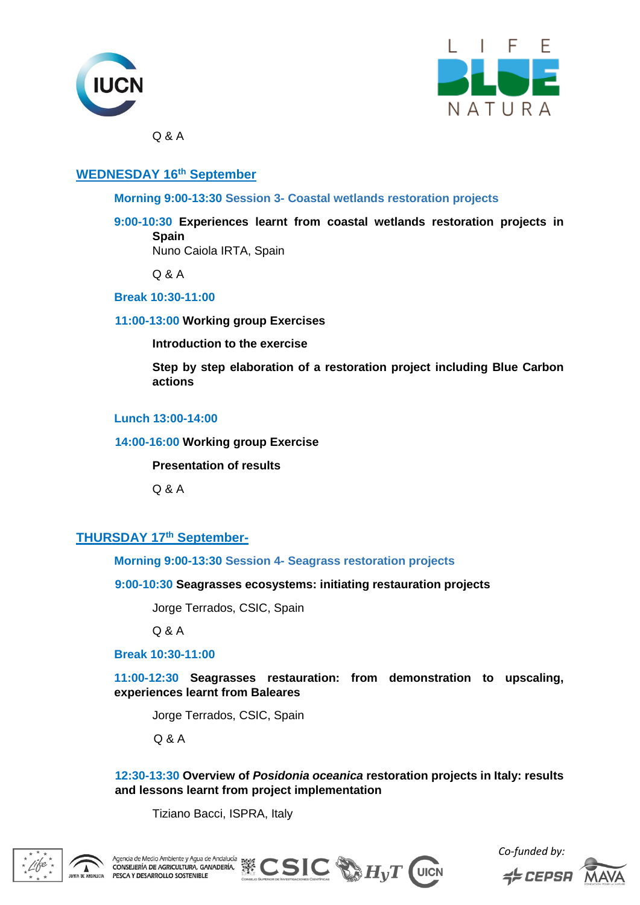Q & A

## WEDNESDAY 16th September

**Morning 9:00-13:30 Session 3- Coastal wetlands restoration projects**

**9:00-10:30 Experiences learnt from coastal wetlands restoration projects in Spain**

Nuno Caiola IRTA, Spain

Q & A

**Break 10:30-11:00**

**11:00-13:00 Working group Exercises**

**Introduction to the exercise**

**Step by step elaboration of a restoration project including Blue Carbon actions**

**Lunch 13:00-14:00**

**14:00-16:00 Working group Exercise**

**Presentation of results**

Q & A

## THURSDAY 17th September-

**Morning 9:00-13:30 Session 4- Seagrass restoration projects**

**9:00-10:30 Seagrasses ecosystems: initiating restauration projects**

Jorge Terrados, CSIC, Spain

Q & A

**Break 10:30-11:00**

**11:00-12:30 Seagrasses restauration: from demonstration to upscaling, experiences learnt from Baleares**

Jorge Terrados, CSIC, Spain

Q & A

**12:30-13:30 Overview of *Posidonia oceanica* restoration projects in Italy: results and lessons learnt from project implementation**

Tiziano Bacci, ISPRA, Italy

Agencia de Medio Ambiente y Agua de Andalucía
CONSEJERÍA DE AGRICULTURA, GANADERÍA, PESCA Y DESARROLLO SOSTENIBLE

Co-funded by: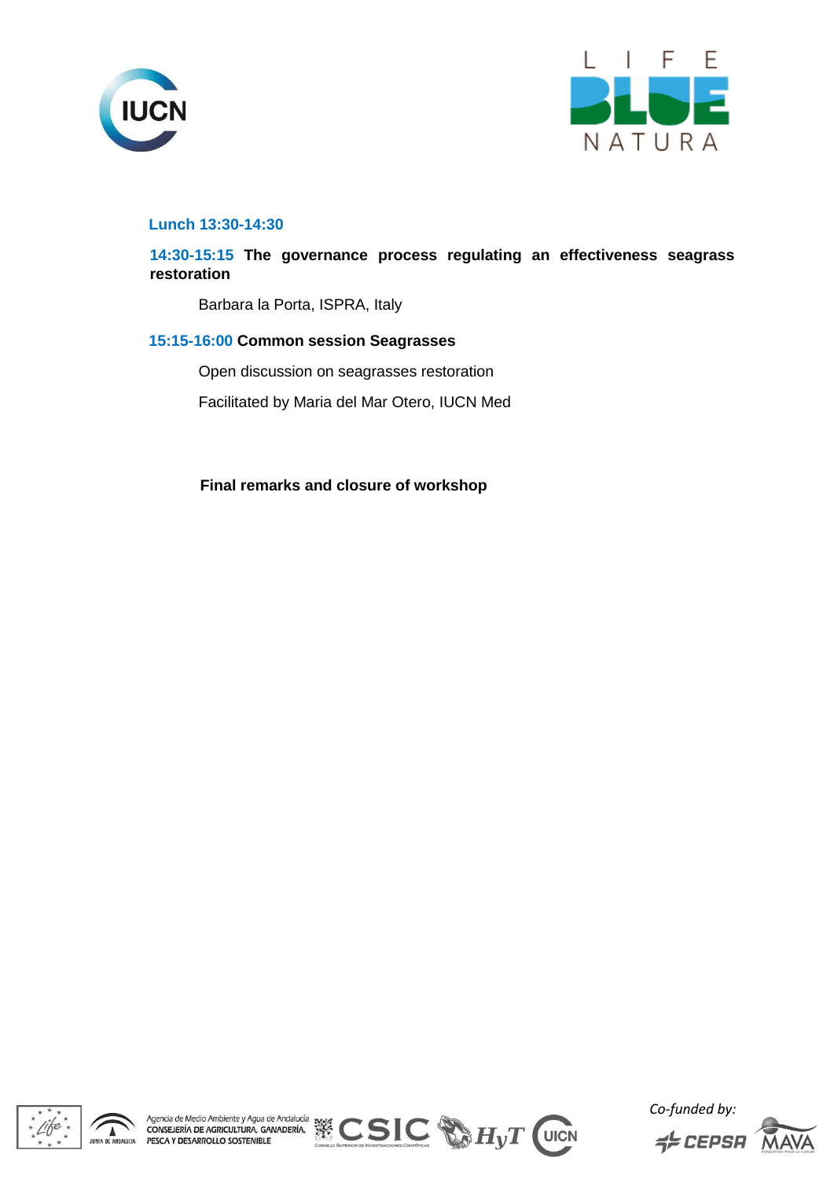**Lunch 13:30-14:30**

**14:30-15:15 The governance process regulating an effectiveness seagrass restoration**

Barbara la Porta, ISPRA, Italy

**15:15-16:00 Common session Seagrasses**

Open discussion on seagrasses restoration

Facilitated by Maria del Mar Otero, IUCN Med

**Final remarks and closure of workshop**